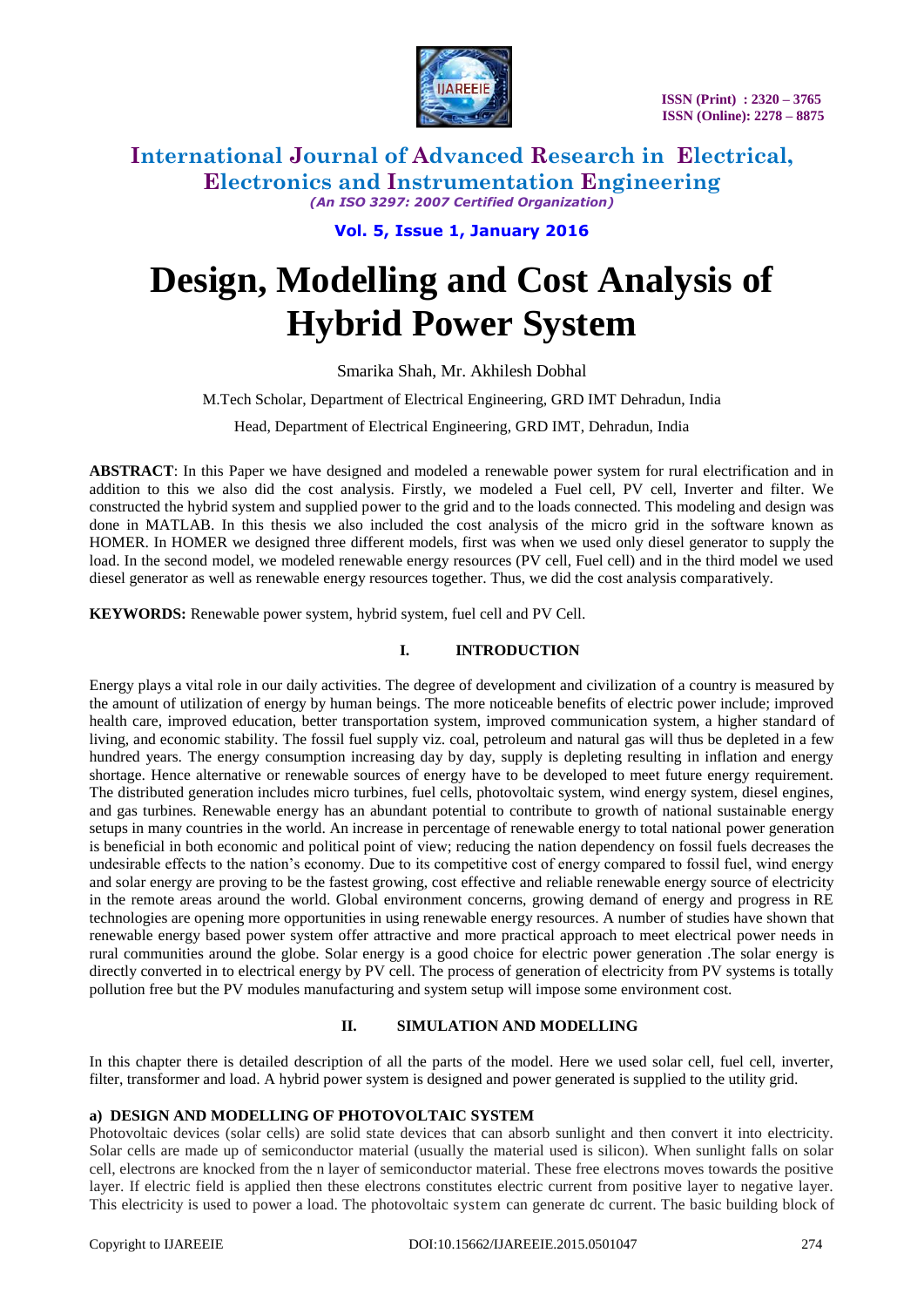# Design, Modelling and Cost Analysis of Hybrid Power System

Smarika Shah, Mr. Akhilesh Dobhal

M.Tech Scholar, Department of Electrical Engineering, GRD IMT Dehradun, India

Head, Department of Electrical Engineering, GRD IMT, Dehradun, India

**ABSTRACT**: In this Paper we have designed and modeled a renewable power system for rural electrification and in addition to this we also did the cost analysis. Firstly, we modeled a Fuel cell, PV cell, Inverter and filter. We constructed the hybrid system and supplied power to the grid and to the loads connected. This modeling and design was done in MATLAB. In this thesis we also included the cost analysis of the micro grid in the software known as HOMER. In HOMER we designed three different models, first was when we used only diesel generator to supply the load. In the second model, we modeled renewable energy resources (PV cell, Fuel cell) and in the third model we used diesel generator as well as renewable energy resources together. Thus, we did the cost analysis comparatively.

**KEYWORDS:** Renewable power system, hybrid system, fuel cell and PV Cell.

## I. INTRODUCTION

Energy plays a vital role in our daily activities. The degree of development and civilization of a country is measured by the amount of utilization of energy by human beings. The more noticeable benefits of electric power include; improved health care, improved education, better transportation system, improved communication system, a higher standard of living, and economic stability. The fossil fuel supply viz. coal, petroleum and natural gas will thus be depleted in a few hundred years. The energy consumption increasing day by day, supply is depleting resulting in inflation and energy shortage. Hence alternative or renewable sources of energy have to be developed to meet future energy requirement. The distributed generation includes micro turbines, fuel cells, photovoltaic system, wind energy system, diesel engines, and gas turbines. Renewable energy has an abundant potential to contribute to growth of national sustainable energy setups in many countries in the world. An increase in percentage of renewable energy to total national power generation is beneficial in both economic and political point of view; reducing the nation dependency on fossil fuels decreases the undesirable effects to the nation's economy. Due to its competitive cost of energy compared to fossil fuel, wind energy and solar energy are proving to be the fastest growing, cost effective and reliable renewable energy source of electricity in the remote areas around the world. Global environment concerns, growing demand of energy and progress in RE technologies are opening more opportunities in using renewable energy resources. A number of studies have shown that renewable energy based power system offer attractive and more practical approach to meet electrical power needs in rural communities around the globe. Solar energy is a good choice for electric power generation .The solar energy is directly converted in to electrical energy by PV cell. The process of generation of electricity from PV systems is totally pollution free but the PV modules manufacturing and system setup will impose some environment cost.

## II. SIMULATION AND MODELLING

In this chapter there is detailed description of all the parts of the model. Here we used solar cell, fuel cell, inverter, filter, transformer and load. A hybrid power system is designed and power generated is supplied to the utility grid.

### a) DESIGN AND MODELLING OF PHOTOVOLTAIC SYSTEM

Photovoltaic devices (solar cells) are solid state devices that can absorb sunlight and then convert it into electricity. Solar cells are made up of semiconductor material (usually the material used is silicon). When sunlight falls on solar cell, electrons are knocked from the n layer of semiconductor material. These free electrons moves towards the positive layer. If electric field is applied then these electrons constitutes electric current from positive layer to negative layer. This electricity is used to power a load. The photovoltaic system can generate dc current. The basic building block of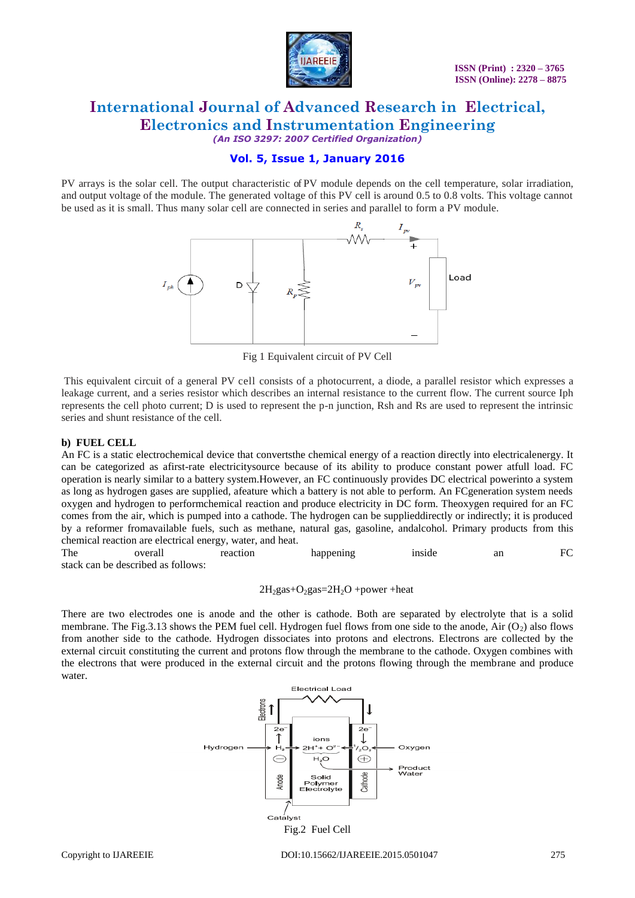PV arrays is the solar cell. The output characteristic of PV module depends on the cell temperature, solar irradiation, and output voltage of the module. The generated voltage of this PV cell is around 0.5 to 0.8 volts. This voltage cannot be used as it is small. Thus many solar cell are connected in series and parallel to form a PV module.

Fig 1 Equivalent circuit of PV Cell

This equivalent circuit of a general PV cell consists of a photocurrent, a diode, a parallel resistor which expresses a leakage current, and a series resistor which describes an internal resistance to the current flow. The current source Iph represents the cell photo current; D is used to represent the p-n junction, Rsh and Rs are used to represent the intrinsic series and shunt resistance of the cell.

### b) FUEL CELL

An FC is a static electrochemical device that convertsthe chemical energy of a reaction directly into electricalenergy. It can be categorized as afirst-rate electricitysource because of its ability to produce constant power atfull load. FC operation is nearly similar to a battery system.However, an FC continuously provides DC electrical powerinto a system as long as hydrogen gases are supplied, afeature which a battery is not able to perform. An FCgeneration system needs oxygen and hydrogen to performchemical reaction and produce electricity in DC form. Theoxygen required for an FC comes from the air, which is pumped into a cathode. The hydrogen can be supplieddirectly or indirectly; it is produced by a reformer fromavailable fuels, such as methane, natural gas, gasoline, andalcohol. Primary products from this chemical reaction are electrical energy, water, and heat.

The overall reaction happening inside an FC stack can be described as follows:

$$2H_2\text{gas}+O_2\text{gas}=2H_2O\ \text{+power +heat}$$

There are two electrodes one is anode and the other is cathode. Both are separated by electrolyte that is a solid membrane. The Fig.3.13 shows the PEM fuel cell. Hydrogen fuel flows from one side to the anode, Air ($O_2$) also flows from another side to the cathode. Hydrogen dissociates into protons and electrons. Electrons are collected by the external circuit constituting the current and protons flow through the membrane to the cathode. Oxygen combines with the electrons that were produced in the external circuit and the protons flowing through the membrane and produce water.

Fig.2 Fuel Cell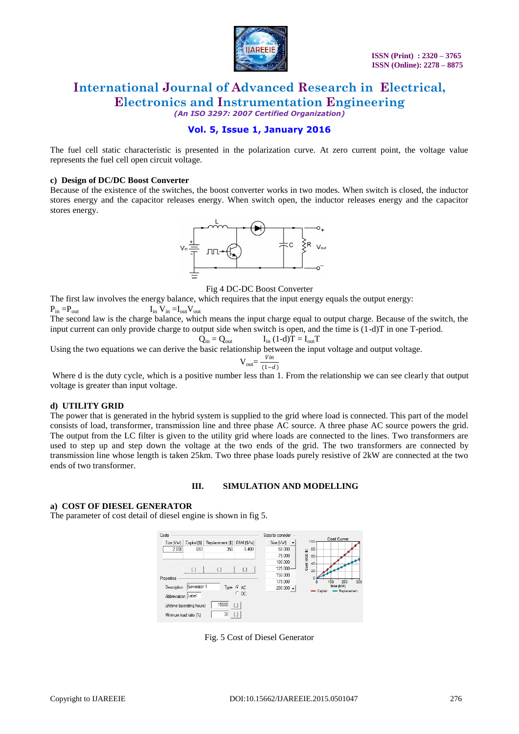The fuel cell static characteristic is presented in the polarization curve. At zero current point, the voltage value represents the fuel cell open circuit voltage.

### c) Design of DC/DC Boost Converter

Because of the existence of the switches, the boost converter works in two modes. When switch is closed, the inductor stores energy and the capacitor releases energy. When switch open, the inductor releases energy and the capacitor stores energy.

Fig 4 DC-DC Boost Converter

The first law involves the energy balance, which requires that the input energy equals the output energy:

$P_{in} = P_{out}$ $\qquad I_{in} V_{in} = I_{out} V_{out}$

The second law is the charge balance, which means the input charge equal to output charge. Because of the switch, the input current can only provide charge to output side when switch is open, and the time is (1-d)T in one T-period.

$$Q_{in} = Q_{out} \qquad I_{in}(1-d)T = I_{out}T$$

Using the two equations we can derive the basic relationship between the input voltage and output voltage.

$$V_{out} = \frac{Vin}{(1-d)}$$

Where d is the duty cycle, which is a positive number less than 1. From the relationship we can see clearly that output voltage is greater than input voltage.

### d) UTILITY GRID

The power that is generated in the hybrid system is supplied to the grid where load is connected. This part of the model consists of load, transformer, transmission line and three phase AC source. A three phase AC source powers the grid. The output from the LC filter is given to the utility grid where loads are connected to the lines. Two transformers are used to step up and step down the voltage at the two ends of the grid. The two transformers are connected by transmission line whose length is taken 25km. Two three phase loads purely resistive of 2kW are connected at the two ends of two transformer.

## III. SIMULATION AND MODELLING

### a) COST OF DIESEL GENERATOR

The parameter of cost detail of diesel engine is shown in fig 5.

Fig. 5 Cost of Diesel Generator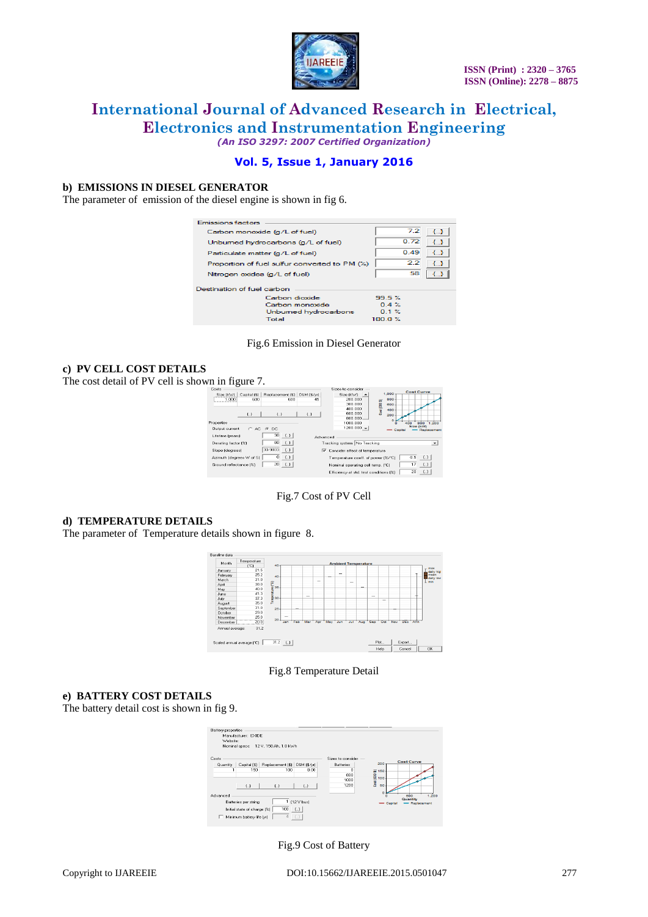## b) EMISSIONS IN DIESEL GENERATOR

The parameter of emission of the diesel engine is shown in fig 6.

Fig.6 Emission in Diesel Generator

## c) PV CELL COST DETAILS

The cost detail of PV cell is shown in figure 7.

Fig.7 Cost of PV Cell

## d) TEMPERATURE DETAILS

The parameter of Temperature details shown in figure 8.

Fig.8 Temperature Detail

## e) BATTERY COST DETAILS

The battery detail cost is shown in fig 9.

Fig.9 Cost of Battery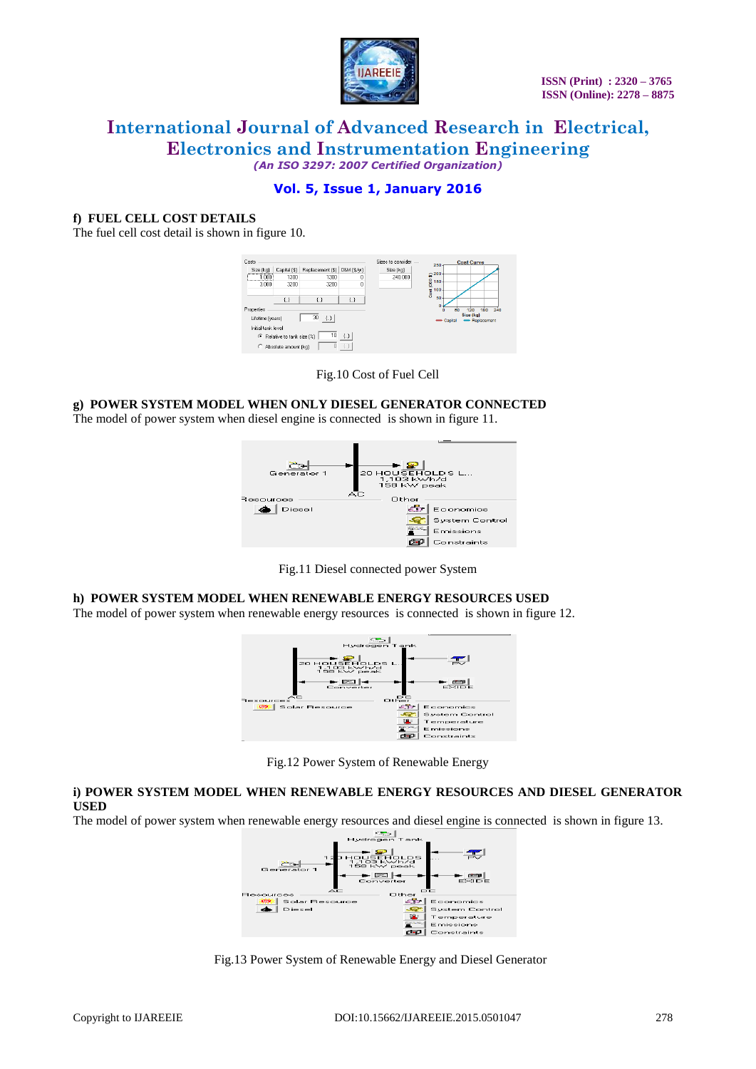### f) FUEL CELL COST DETAILS

The fuel cell cost detail is shown in figure 10.

Fig.10 Cost of Fuel Cell

### g) POWER SYSTEM MODEL WHEN ONLY DIESEL GENERATOR CONNECTED

The model of power system when diesel engine is connected is shown in figure 11.

Fig.11 Diesel connected power System

### h) POWER SYSTEM MODEL WHEN RENEWABLE ENERGY RESOURCES USED

The model of power system when renewable energy resources is connected is shown in figure 12.

Fig.12 Power System of Renewable Energy

### i) POWER SYSTEM MODEL WHEN RENEWABLE ENERGY RESOURCES AND DIESEL GENERATOR USED

The model of power system when renewable energy resources and diesel engine is connected is shown in figure 13.

Fig.13 Power System of Renewable Energy and Diesel Generator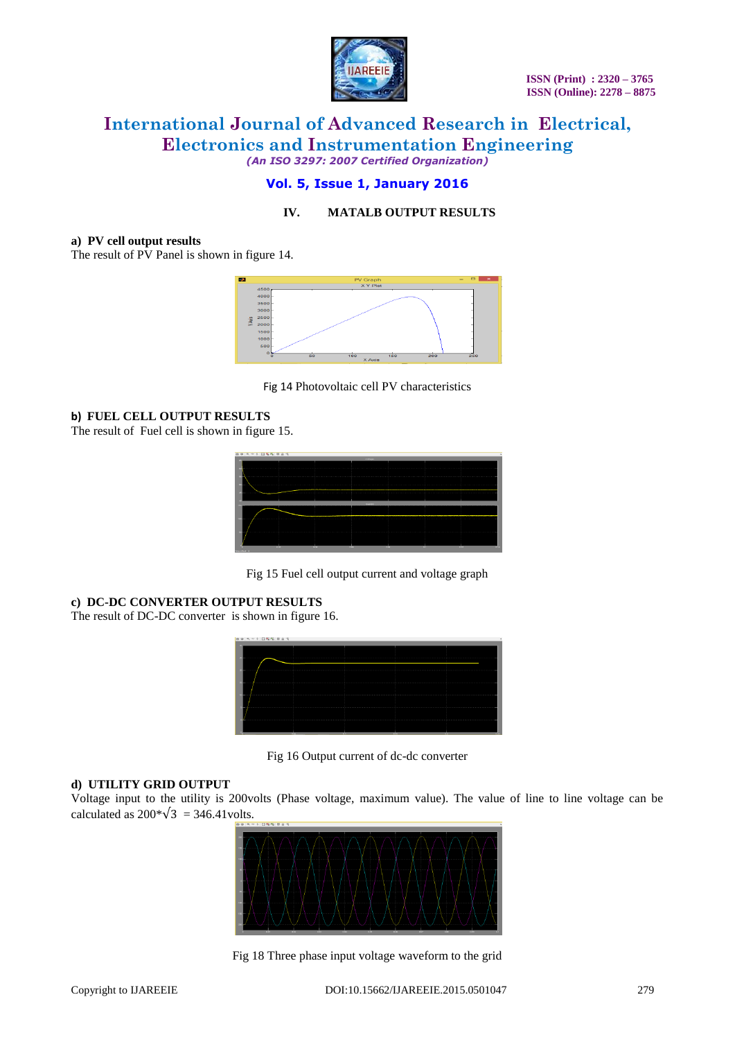## IV. MATALB OUTPUT RESULTS

**a) PV cell output results**

The result of PV Panel is shown in figure 14.

Fig 14 Photovoltaic cell PV characteristics

**b) FUEL CELL OUTPUT RESULTS**

The result of Fuel cell is shown in figure 15.

Fig 15 Fuel cell output current and voltage graph

**c) DC-DC CONVERTER OUTPUT RESULTS**

The result of DC-DC converter is shown in figure 16.

Fig 16 Output current of dc-dc converter

**d) UTILITY GRID OUTPUT**

Voltage input to the utility is 200volts (Phase voltage, maximum value). The value of line to line voltage can be calculated as $200*\sqrt{3} = 346.41$volts.

Fig 18 Three phase input voltage waveform to the grid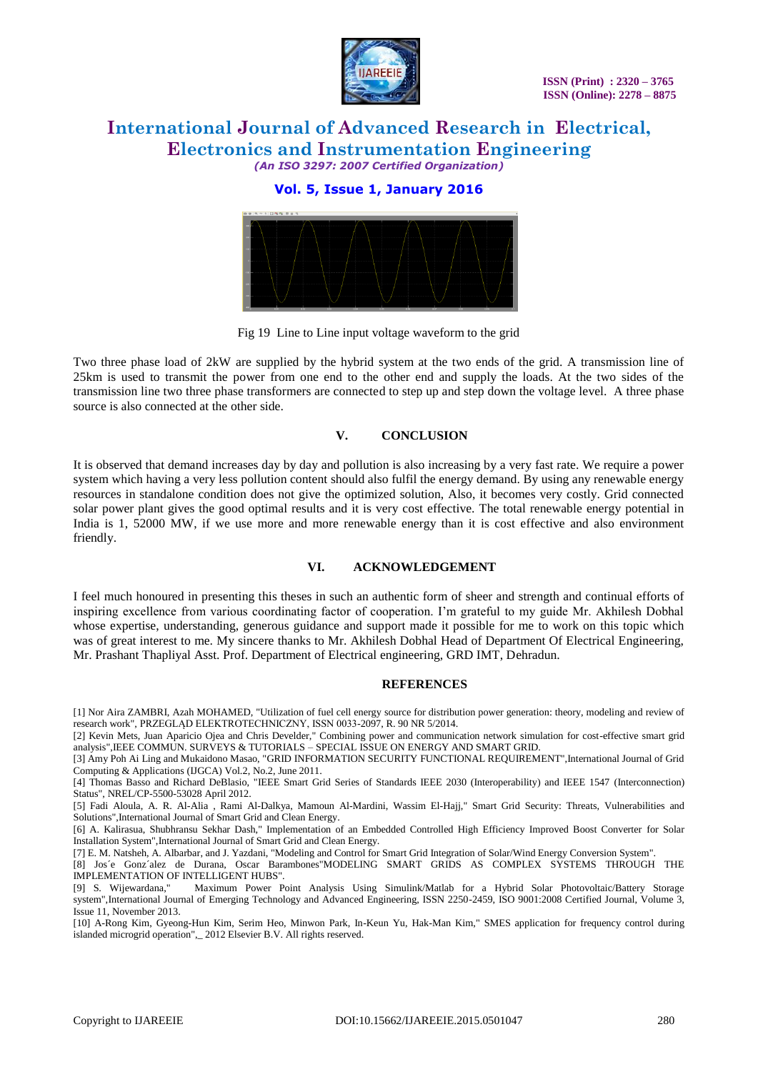Fig 19 Line to Line input voltage waveform to the grid

Two three phase load of 2kW are supplied by the hybrid system at the two ends of the grid. A transmission line of 25km is used to transmit the power from one end to the other end and supply the loads. At the two sides of the transmission line two three phase transformers are connected to step up and step down the voltage level. A three phase source is also connected at the other side.

## V. CONCLUSION

It is observed that demand increases day by day and pollution is also increasing by a very fast rate. We require a power system which having a very less pollution content should also fulfil the energy demand. By using any renewable energy resources in standalone condition does not give the optimized solution, Also, it becomes very costly. Grid connected solar power plant gives the good optimal results and it is very cost effective. The total renewable energy potential in India is 1, 52000 MW, if we use more and more renewable energy than it is cost effective and also environment friendly.

## VI. ACKNOWLEDGEMENT

I feel much honoured in presenting this theses in such an authentic form of sheer and strength and continual efforts of inspiring excellence from various coordinating factor of cooperation. I'm grateful to my guide Mr. Akhilesh Dobhal whose expertise, understanding, generous guidance and support made it possible for me to work on this topic which was of great interest to me. My sincere thanks to Mr. Akhilesh Dobhal Head of Department Of Electrical Engineering, Mr. Prashant Thapliyal Asst. Prof. Department of Electrical engineering, GRD IMT, Dehradun.

## REFERENCES

[1] Nor Aira ZAMBRI, Azah MOHAMED, "Utilization of fuel cell energy source for distribution power generation: theory, modeling and review of research work", PRZEGLĄD ELEKTROTECHNICZNY, ISSN 0033-2097, R. 90 NR 5/2014.

[2] Kevin Mets, Juan Aparicio Ojea and Chris Develder," Combining power and communication network simulation for cost-effective smart grid analysis",IEEE COMMUN. SURVEYS & TUTORIALS – SPECIAL ISSUE ON ENERGY AND SMART GRID.

[3] Amy Poh Ai Ling and Mukaidono Masao, "GRID INFORMATION SECURITY FUNCTIONAL REQUIREMENT",International Journal of Grid Computing & Applications (IJGCA) Vol.2, No.2, June 2011.

[4] Thomas Basso and Richard DeBlasio, "IEEE Smart Grid Series of Standards IEEE 2030 (Interoperability) and IEEE 1547 (Interconnection) Status", NREL/CP-5500-53028 April 2012.

[5] Fadi Aloula, A. R. Al-Alia , Rami Al-Dalkya, Mamoun Al-Mardini, Wassim El-Hajj," Smart Grid Security: Threats, Vulnerabilities and Solutions",International Journal of Smart Grid and Clean Energy.

[6] A. Kalirasua, Shubhransu Sekhar Dash," Implementation of an Embedded Controlled High Efficiency Improved Boost Converter for Solar Installation System",International Journal of Smart Grid and Clean Energy.

[7] E. M. Natsheh, A. Albarbar, and J. Yazdani, "Modeling and Control for Smart Grid Integration of Solar/Wind Energy Conversion System".

[8] Jos´e Gonz´alez de Durana, Oscar Barambones"MODELING SMART GRIDS AS COMPLEX SYSTEMS THROUGH THE IMPLEMENTATION OF INTELLIGENT HUBS".

[9] S. Wijewardana," Maximum Power Point Analysis Using Simulink/Matlab for a Hybrid Solar Photovoltaic/Battery Storage system",International Journal of Emerging Technology and Advanced Engineering, ISSN 2250-2459, ISO 9001:2008 Certified Journal, Volume 3, Issue 11, November 2013.

[10] A-Rong Kim, Gyeong-Hun Kim, Serim Heo, Minwon Park, In-Keun Yu, Hak-Man Kim," SMES application for frequency control during islanded microgrid operation",_ 2012 Elsevier B.V. All rights reserved.